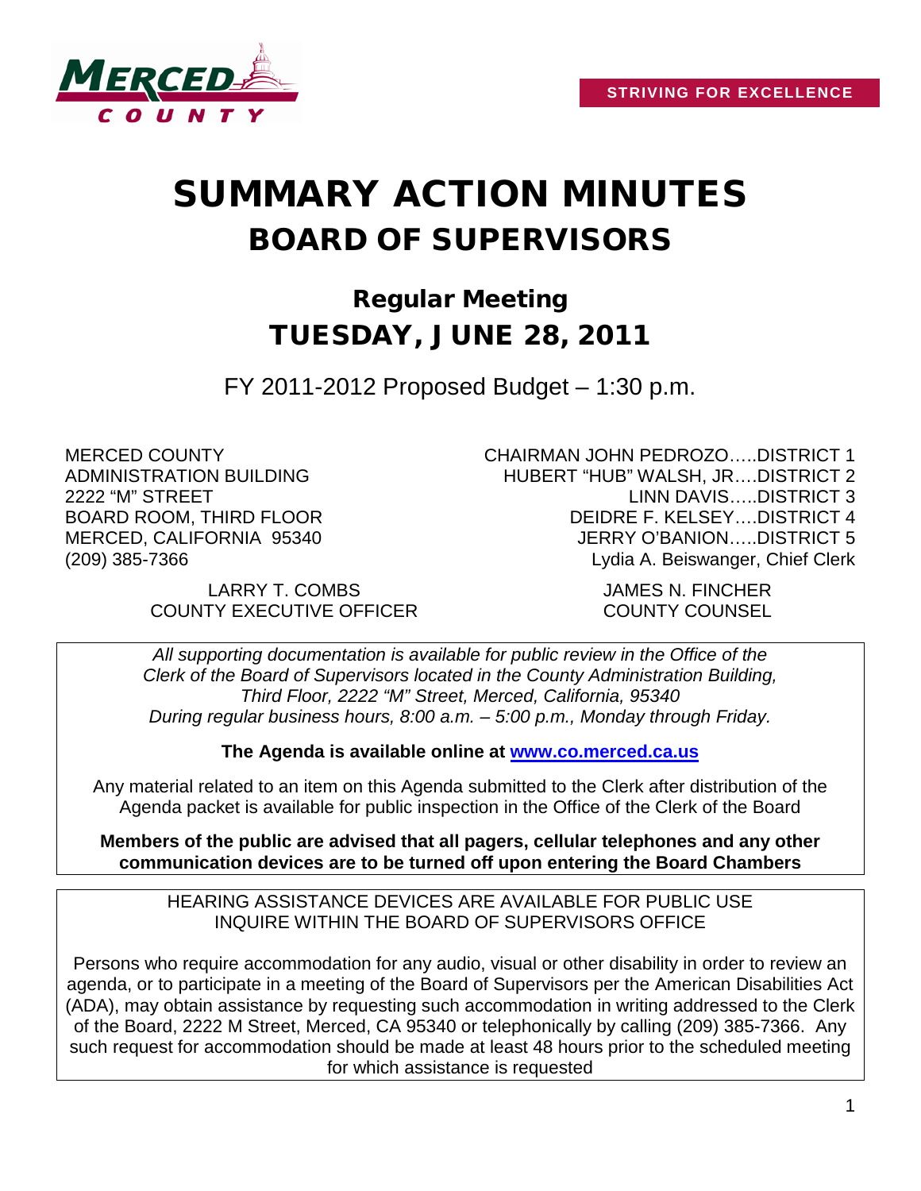STRIVING FOR EXCELLENCE

# SUMMARY ACTION MINUTES

## BOARD OF SUPERVISORS

### Regular Meeting

### TUESDAY, JUNE 28, 2011

FY 2011-2012 Proposed Budget – 1:30 p.m.

MERCED COUNTY
ADMINISTRATION BUILDING
2222 "M" STREET
BOARD ROOM, THIRD FLOOR
MERCED, CALIFORNIA 95340
(209) 385-7366

CHAIRMAN JOHN PEDROZO…..DISTRICT 1
HUBERT "HUB" WALSH, JR….DISTRICT 2
LINN DAVIS…..DISTRICT 3
DEIDRE F. KELSEY….DISTRICT 4
JERRY O'BANION…..DISTRICT 5
Lydia A. Beiswanger, Chief Clerk

LARRY T. COMBS
COUNTY EXECUTIVE OFFICER

JAMES N. FINCHER
COUNTY COUNSEL

*All supporting documentation is available for public review in the Office of the Clerk of the Board of Supervisors located in the County Administration Building, Third Floor, 2222 "M" Street, Merced, California, 95340 During regular business hours, 8:00 a.m. – 5:00 p.m., Monday through Friday.*

**The Agenda is available online at [www.co.merced.ca.us](http://www.co.merced.ca.us)**

Any material related to an item on this Agenda submitted to the Clerk after distribution of the Agenda packet is available for public inspection in the Office of the Clerk of the Board

**Members of the public are advised that all pagers, cellular telephones and any other communication devices are to be turned off upon entering the Board Chambers**

HEARING ASSISTANCE DEVICES ARE AVAILABLE FOR PUBLIC USE
INQUIRE WITHIN THE BOARD OF SUPERVISORS OFFICE

Persons who require accommodation for any audio, visual or other disability in order to review an agenda, or to participate in a meeting of the Board of Supervisors per the American Disabilities Act (ADA), may obtain assistance by requesting such accommodation in writing addressed to the Clerk of the Board, 2222 M Street, Merced, CA 95340 or telephonically by calling (209) 385-7366. Any such request for accommodation should be made at least 48 hours prior to the scheduled meeting for which assistance is requested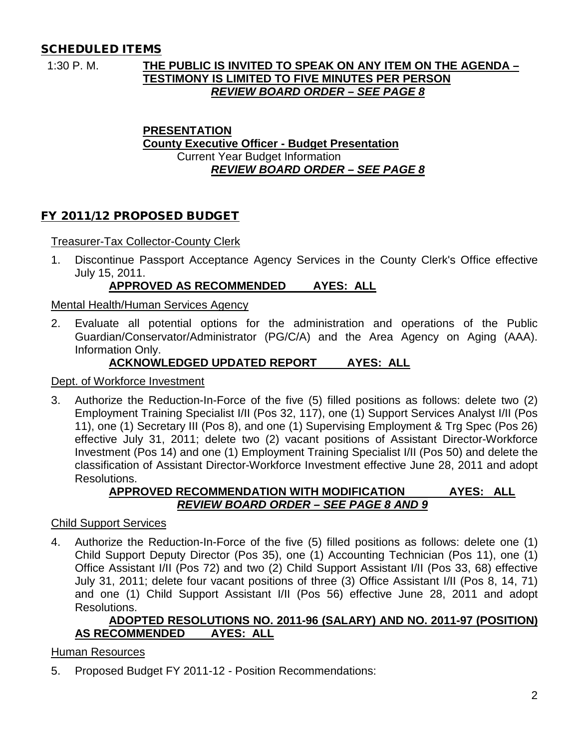## SCHEDULED ITEMS

1:30 P. M. **THE PUBLIC IS INVITED TO SPEAK ON ANY ITEM ON THE AGENDA – TESTIMONY IS LIMITED TO FIVE MINUTES PER PERSON**
***REVIEW BOARD ORDER – SEE PAGE 8***

**PRESENTATION**
**County Executive Officer - Budget Presentation**
Current Year Budget Information
***REVIEW BOARD ORDER – SEE PAGE 8***

## FY 2011/12 PROPOSED BUDGET

Treasurer-Tax Collector-County Clerk

1. Discontinue Passport Acceptance Agency Services in the County Clerk's Office effective July 15, 2011.
   **APPROVED AS RECOMMENDED AYES: ALL**

Mental Health/Human Services Agency

2. Evaluate all potential options for the administration and operations of the Public Guardian/Conservator/Administrator (PG/C/A) and the Area Agency on Aging (AAA). Information Only.
   **ACKNOWLEDGED UPDATED REPORT AYES: ALL**

Dept. of Workforce Investment

3. Authorize the Reduction-In-Force of the five (5) filled positions as follows: delete two (2) Employment Training Specialist I/II (Pos 32, 117), one (1) Support Services Analyst I/II (Pos 11), one (1) Secretary III (Pos 8), and one (1) Supervising Employment & Trg Spec (Pos 26) effective July 31, 2011; delete two (2) vacant positions of Assistant Director-Workforce Investment (Pos 14) and one (1) Employment Training Specialist I/II (Pos 50) and delete the classification of Assistant Director-Workforce Investment effective June 28, 2011 and adopt Resolutions.
   **APPROVED RECOMMENDATION WITH MODIFICATION AYES: ALL**
   ***REVIEW BOARD ORDER – SEE PAGE 8 AND 9***

Child Support Services

4. Authorize the Reduction-In-Force of the five (5) filled positions as follows: delete one (1) Child Support Deputy Director (Pos 35), one (1) Accounting Technician (Pos 11), one (1) Office Assistant I/II (Pos 72) and two (2) Child Support Assistant I/II (Pos 33, 68) effective July 31, 2011; delete four vacant positions of three (3) Office Assistant I/II (Pos 8, 14, 71) and one (1) Child Support Assistant I/II (Pos 56) effective June 28, 2011 and adopt Resolutions.
   **ADOPTED RESOLUTIONS NO. 2011-96 (SALARY) AND NO. 2011-97 (POSITION) AS RECOMMENDED AYES: ALL**

Human Resources

5. Proposed Budget FY 2011-12 - Position Recommendations: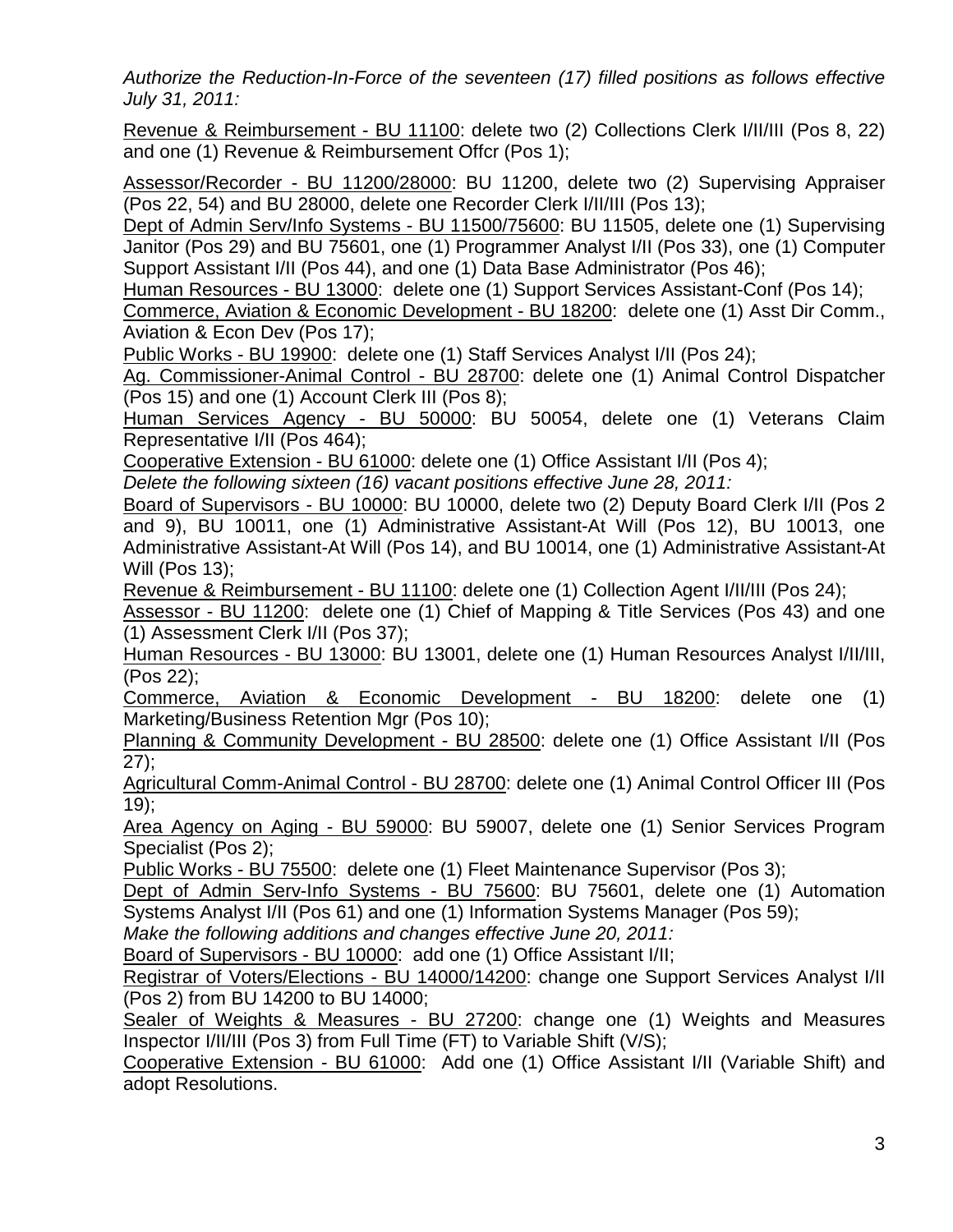*Authorize the Reduction-In-Force of the seventeen (17) filled positions as follows effective July 31, 2011:*

Revenue & Reimbursement - BU 11100: delete two (2) Collections Clerk I/II/III (Pos 8, 22) and one (1) Revenue & Reimbursement Offcr (Pos 1);

Assessor/Recorder - BU 11200/28000: BU 11200, delete two (2) Supervising Appraiser (Pos 22, 54) and BU 28000, delete one Recorder Clerk I/II/III (Pos 13);
Dept of Admin Serv/Info Systems - BU 11500/75600: BU 11505, delete one (1) Supervising Janitor (Pos 29) and BU 75601, one (1) Programmer Analyst I/II (Pos 33), one (1) Computer Support Assistant I/II (Pos 44), and one (1) Data Base Administrator (Pos 46);
Human Resources - BU 13000: delete one (1) Support Services Assistant-Conf (Pos 14);
Commerce, Aviation & Economic Development - BU 18200: delete one (1) Asst Dir Comm., Aviation & Econ Dev (Pos 17);
Public Works - BU 19900: delete one (1) Staff Services Analyst I/II (Pos 24);
Ag. Commissioner-Animal Control - BU 28700: delete one (1) Animal Control Dispatcher (Pos 15) and one (1) Account Clerk III (Pos 8);
Human Services Agency - BU 50000: BU 50054, delete one (1) Veterans Claim Representative I/II (Pos 464);
Cooperative Extension - BU 61000: delete one (1) Office Assistant I/II (Pos 4);
*Delete the following sixteen (16) vacant positions effective June 28, 2011:*
Board of Supervisors - BU 10000: BU 10000, delete two (2) Deputy Board Clerk I/II (Pos 2 and 9), BU 10011, one (1) Administrative Assistant-At Will (Pos 12), BU 10013, one Administrative Assistant-At Will (Pos 14), and BU 10014, one (1) Administrative Assistant-At Will (Pos 13);
Revenue & Reimbursement - BU 11100: delete one (1) Collection Agent I/II/III (Pos 24);
Assessor - BU 11200: delete one (1) Chief of Mapping & Title Services (Pos 43) and one (1) Assessment Clerk I/II (Pos 37);
Human Resources - BU 13000: BU 13001, delete one (1) Human Resources Analyst I/II/III, (Pos 22);
Commerce, Aviation & Economic Development - BU 18200: delete one (1) Marketing/Business Retention Mgr (Pos 10);
Planning & Community Development - BU 28500: delete one (1) Office Assistant I/II (Pos 27);
Agricultural Comm-Animal Control - BU 28700: delete one (1) Animal Control Officer III (Pos 19);
Area Agency on Aging - BU 59000: BU 59007, delete one (1) Senior Services Program Specialist (Pos 2);
Public Works - BU 75500: delete one (1) Fleet Maintenance Supervisor (Pos 3);
Dept of Admin Serv-Info Systems - BU 75600: BU 75601, delete one (1) Automation Systems Analyst I/II (Pos 61) and one (1) Information Systems Manager (Pos 59);
*Make the following additions and changes effective June 20, 2011:*
Board of Supervisors - BU 10000: add one (1) Office Assistant I/II;
Registrar of Voters/Elections - BU 14000/14200: change one Support Services Analyst I/II (Pos 2) from BU 14200 to BU 14000;
Sealer of Weights & Measures - BU 27200: change one (1) Weights and Measures Inspector I/II/III (Pos 3) from Full Time (FT) to Variable Shift (V/S);
Cooperative Extension - BU 61000: Add one (1) Office Assistant I/II (Variable Shift) and adopt Resolutions.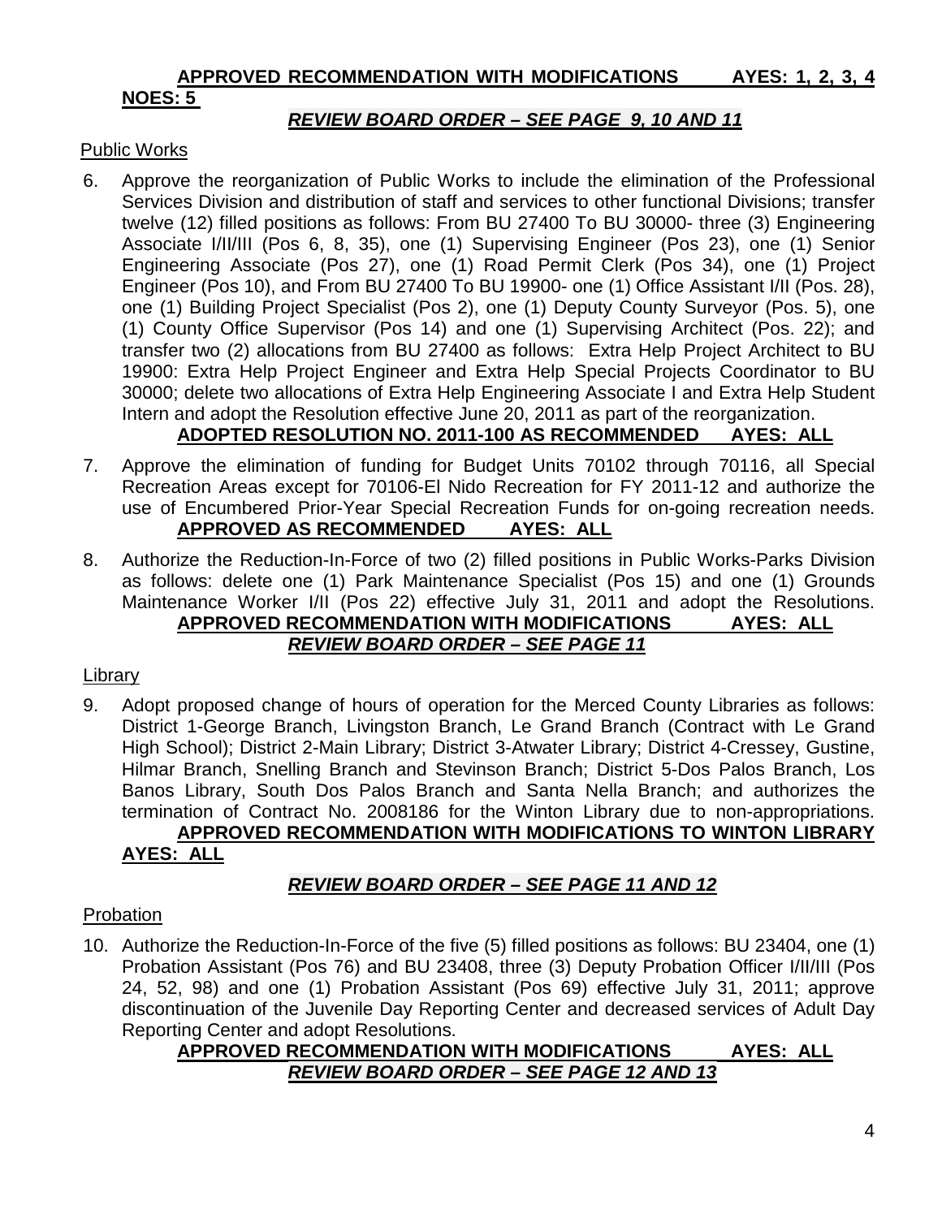**APPROVED RECOMMENDATION WITH MODIFICATIONS AYES: 1, 2, 3, 4 NOES: 5**

***REVIEW BOARD ORDER – SEE PAGE 9, 10 AND 11***

Public Works

6. Approve the reorganization of Public Works to include the elimination of the Professional Services Division and distribution of staff and services to other functional Divisions; transfer twelve (12) filled positions as follows: From BU 27400 To BU 30000- three (3) Engineering Associate I/II/III (Pos 6, 8, 35), one (1) Supervising Engineer (Pos 23), one (1) Senior Engineering Associate (Pos 27), one (1) Road Permit Clerk (Pos 34), one (1) Project Engineer (Pos 10), and From BU 27400 To BU 19900- one (1) Office Assistant I/II (Pos. 28), one (1) Building Project Specialist (Pos 2), one (1) Deputy County Surveyor (Pos. 5), one (1) County Office Supervisor (Pos 14) and one (1) Supervising Architect (Pos. 22); and transfer two (2) allocations from BU 27400 as follows: Extra Help Project Architect to BU 19900: Extra Help Project Engineer and Extra Help Special Projects Coordinator to BU 30000; delete two allocations of Extra Help Engineering Associate I and Extra Help Student Intern and adopt the Resolution effective June 20, 2011 as part of the reorganization.

   **ADOPTED RESOLUTION NO. 2011-100 AS RECOMMENDED AYES: ALL**

7. Approve the elimination of funding for Budget Units 70102 through 70116, all Special Recreation Areas except for 70106-El Nido Recreation for FY 2011-12 and authorize the use of Encumbered Prior-Year Special Recreation Funds for on-going recreation needs.

   **APPROVED AS RECOMMENDED AYES: ALL**

8. Authorize the Reduction-In-Force of two (2) filled positions in Public Works-Parks Division as follows: delete one (1) Park Maintenance Specialist (Pos 15) and one (1) Grounds Maintenance Worker I/II (Pos 22) effective July 31, 2011 and adopt the Resolutions.

   **APPROVED RECOMMENDATION WITH MODIFICATIONS AYES: ALL**

   ***REVIEW BOARD ORDER – SEE PAGE 11***

Library

9. Adopt proposed change of hours of operation for the Merced County Libraries as follows: District 1-George Branch, Livingston Branch, Le Grand Branch (Contract with Le Grand High School); District 2-Main Library; District 3-Atwater Library; District 4-Cressey, Gustine, Hilmar Branch, Snelling Branch and Stevinson Branch; District 5-Dos Palos Branch, Los Banos Library, South Dos Palos Branch and Santa Nella Branch; and authorizes the termination of Contract No. 2008186 for the Winton Library due to non-appropriations.

   **APPROVED RECOMMENDATION WITH MODIFICATIONS TO WINTON LIBRARY AYES: ALL**

   ***REVIEW BOARD ORDER – SEE PAGE 11 AND 12***

Probation

10. Authorize the Reduction-In-Force of the five (5) filled positions as follows: BU 23404, one (1) Probation Assistant (Pos 76) and BU 23408, three (3) Deputy Probation Officer I/II/III (Pos 24, 52, 98) and one (1) Probation Assistant (Pos 69) effective July 31, 2011; approve discontinuation of the Juvenile Day Reporting Center and decreased services of Adult Day Reporting Center and adopt Resolutions.

    **APPROVED RECOMMENDATION WITH MODIFICATIONS AYES: ALL**

    ***REVIEW BOARD ORDER – SEE PAGE 12 AND 13***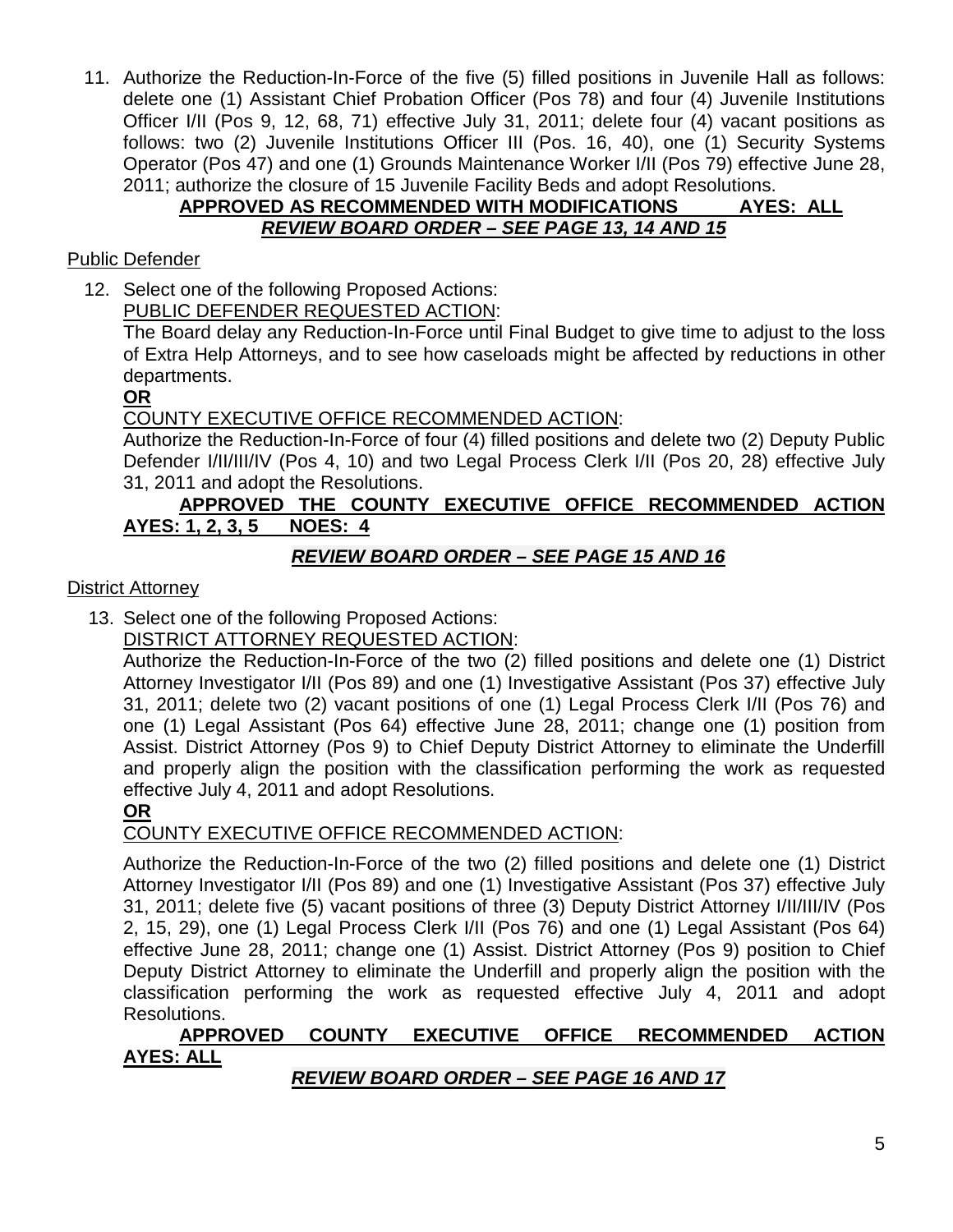11. Authorize the Reduction-In-Force of the five (5) filled positions in Juvenile Hall as follows: delete one (1) Assistant Chief Probation Officer (Pos 78) and four (4) Juvenile Institutions Officer I/II (Pos 9, 12, 68, 71) effective July 31, 2011; delete four (4) vacant positions as follows: two (2) Juvenile Institutions Officer III (Pos. 16, 40), one (1) Security Systems Operator (Pos 47) and one (1) Grounds Maintenance Worker I/II (Pos 79) effective June 28, 2011; authorize the closure of 15 Juvenile Facility Beds and adopt Resolutions.

    **APPROVED AS RECOMMENDED WITH MODIFICATIONS AYES: ALL**

    ***REVIEW BOARD ORDER – SEE PAGE 13, 14 AND 15***

Public Defender

12. Select one of the following Proposed Actions:

    PUBLIC DEFENDER REQUESTED ACTION:

    The Board delay any Reduction-In-Force until Final Budget to give time to adjust to the loss of Extra Help Attorneys, and to see how caseloads might be affected by reductions in other departments.

    **OR**

    COUNTY EXECUTIVE OFFICE RECOMMENDED ACTION:

    Authorize the Reduction-In-Force of four (4) filled positions and delete two (2) Deputy Public Defender I/II/III/IV (Pos 4, 10) and two Legal Process Clerk I/II (Pos 20, 28) effective July 31, 2011 and adopt the Resolutions.

    **APPROVED THE COUNTY EXECUTIVE OFFICE RECOMMENDED ACTION AYES: 1, 2, 3, 5 NOES: 4**

    ***REVIEW BOARD ORDER – SEE PAGE 15 AND 16***

District Attorney

13. Select one of the following Proposed Actions:

    DISTRICT ATTORNEY REQUESTED ACTION:

    Authorize the Reduction-In-Force of the two (2) filled positions and delete one (1) District Attorney Investigator I/II (Pos 89) and one (1) Investigative Assistant (Pos 37) effective July 31, 2011; delete two (2) vacant positions of one (1) Legal Process Clerk I/II (Pos 76) and one (1) Legal Assistant (Pos 64) effective June 28, 2011; change one (1) position from Assist. District Attorney (Pos 9) to Chief Deputy District Attorney to eliminate the Underfill and properly align the position with the classification performing the work as requested effective July 4, 2011 and adopt Resolutions.

    **OR**

    COUNTY EXECUTIVE OFFICE RECOMMENDED ACTION:

    Authorize the Reduction-In-Force of the two (2) filled positions and delete one (1) District Attorney Investigator I/II (Pos 89) and one (1) Investigative Assistant (Pos 37) effective July 31, 2011; delete five (5) vacant positions of three (3) Deputy District Attorney I/II/III/IV (Pos 2, 15, 29), one (1) Legal Process Clerk I/II (Pos 76) and one (1) Legal Assistant (Pos 64) effective June 28, 2011; change one (1) Assist. District Attorney (Pos 9) position to Chief Deputy District Attorney to eliminate the Underfill and properly align the position with the classification performing the work as requested effective July 4, 2011 and adopt Resolutions.

    **APPROVED COUNTY EXECUTIVE OFFICE RECOMMENDED ACTION AYES: ALL**

    ***REVIEW BOARD ORDER – SEE PAGE 16 AND 17***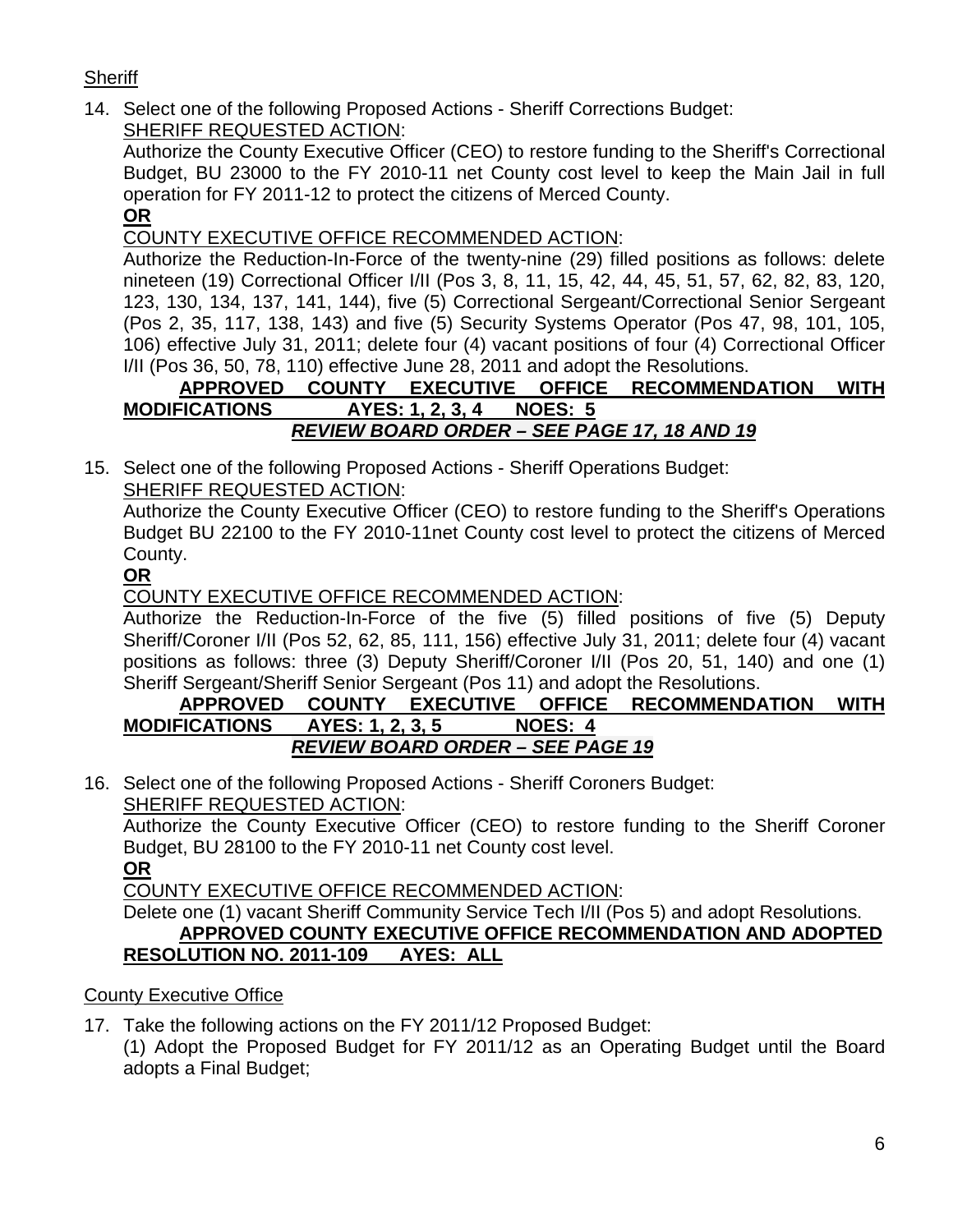Sheriff

14. Select one of the following Proposed Actions - Sheriff Corrections Budget:

    SHERIFF REQUESTED ACTION:

    Authorize the County Executive Officer (CEO) to restore funding to the Sheriff's Correctional Budget, BU 23000 to the FY 2010-11 net County cost level to keep the Main Jail in full operation for FY 2011-12 to protect the citizens of Merced County.

    **OR**

    COUNTY EXECUTIVE OFFICE RECOMMENDED ACTION:

    Authorize the Reduction-In-Force of the twenty-nine (29) filled positions as follows: delete nineteen (19) Correctional Officer I/II (Pos 3, 8, 11, 15, 42, 44, 45, 51, 57, 62, 82, 83, 120, 123, 130, 134, 137, 141, 144), five (5) Correctional Sergeant/Correctional Senior Sergeant (Pos 2, 35, 117, 138, 143) and five (5) Security Systems Operator (Pos 47, 98, 101, 105, 106) effective July 31, 2011; delete four (4) vacant positions of four (4) Correctional Officer I/II (Pos 36, 50, 78, 110) effective June 28, 2011 and adopt the Resolutions.

    **APPROVED COUNTY EXECUTIVE OFFICE RECOMMENDATION WITH MODIFICATIONS AYES: 1, 2, 3, 4 NOES: 5**

    ***REVIEW BOARD ORDER – SEE PAGE 17, 18 AND 19***

15. Select one of the following Proposed Actions - Sheriff Operations Budget:

    SHERIFF REQUESTED ACTION:

    Authorize the County Executive Officer (CEO) to restore funding to the Sheriff's Operations Budget BU 22100 to the FY 2010-11net County cost level to protect the citizens of Merced County.

    **OR**

    COUNTY EXECUTIVE OFFICE RECOMMENDED ACTION:

    Authorize the Reduction-In-Force of the five (5) filled positions of five (5) Deputy Sheriff/Coroner I/II (Pos 52, 62, 85, 111, 156) effective July 31, 2011; delete four (4) vacant positions as follows: three (3) Deputy Sheriff/Coroner I/II (Pos 20, 51, 140) and one (1) Sheriff Sergeant/Sheriff Senior Sergeant (Pos 11) and adopt the Resolutions.

    **APPROVED COUNTY EXECUTIVE OFFICE RECOMMENDATION WITH MODIFICATIONS AYES: 1, 2, 3, 5 NOES: 4**

    ***REVIEW BOARD ORDER – SEE PAGE 19***

16. Select one of the following Proposed Actions - Sheriff Coroners Budget:

    SHERIFF REQUESTED ACTION:

    Authorize the County Executive Officer (CEO) to restore funding to the Sheriff Coroner Budget, BU 28100 to the FY 2010-11 net County cost level.

    **OR**

    COUNTY EXECUTIVE OFFICE RECOMMENDED ACTION:

    Delete one (1) vacant Sheriff Community Service Tech I/II (Pos 5) and adopt Resolutions.

    **APPROVED COUNTY EXECUTIVE OFFICE RECOMMENDATION AND ADOPTED RESOLUTION NO. 2011-109 AYES: ALL**

County Executive Office

17. Take the following actions on the FY 2011/12 Proposed Budget:

    (1) Adopt the Proposed Budget for FY 2011/12 as an Operating Budget until the Board adopts a Final Budget;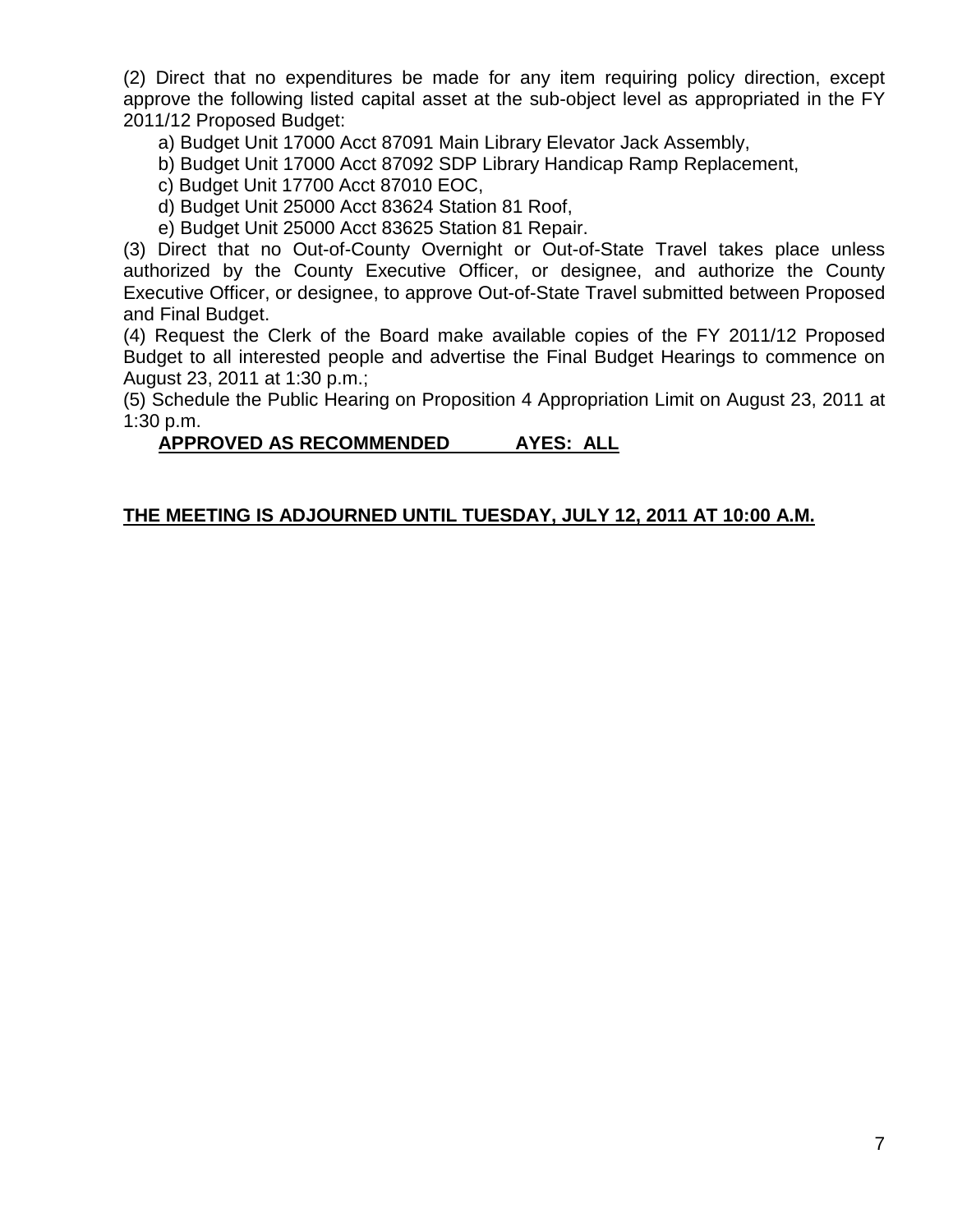(2) Direct that no expenditures be made for any item requiring policy direction, except approve the following listed capital asset at the sub-object level as appropriated in the FY 2011/12 Proposed Budget:

a) Budget Unit 17000 Acct 87091 Main Library Elevator Jack Assembly,

b) Budget Unit 17000 Acct 87092 SDP Library Handicap Ramp Replacement,

c) Budget Unit 17700 Acct 87010 EOC,

d) Budget Unit 25000 Acct 83624 Station 81 Roof,

e) Budget Unit 25000 Acct 83625 Station 81 Repair.

(3) Direct that no Out-of-County Overnight or Out-of-State Travel takes place unless authorized by the County Executive Officer, or designee, and authorize the County Executive Officer, or designee, to approve Out-of-State Travel submitted between Proposed and Final Budget.

(4) Request the Clerk of the Board make available copies of the FY 2011/12 Proposed Budget to all interested people and advertise the Final Budget Hearings to commence on August 23, 2011 at 1:30 p.m.;

(5) Schedule the Public Hearing on Proposition 4 Appropriation Limit on August 23, 2011 at 1:30 p.m.

**APPROVED AS RECOMMENDED AYES: ALL**

**THE MEETING IS ADJOURNED UNTIL TUESDAY, JULY 12, 2011 AT 10:00 A.M.**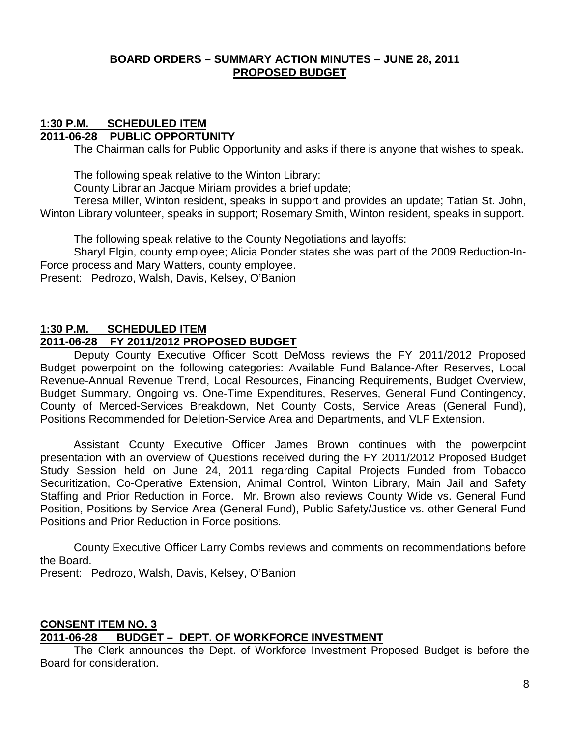## BOARD ORDERS – SUMMARY ACTION MINUTES – JUNE 28, 2011
## PROPOSED BUDGET

**1:30 P.M. SCHEDULED ITEM**
**2011-06-28 PUBLIC OPPORTUNITY**

The Chairman calls for Public Opportunity and asks if there is anyone that wishes to speak.

The following speak relative to the Winton Library:

County Librarian Jacque Miriam provides a brief update;

Teresa Miller, Winton resident, speaks in support and provides an update; Tatian St. John, Winton Library volunteer, speaks in support; Rosemary Smith, Winton resident, speaks in support.

The following speak relative to the County Negotiations and layoffs:

Sharyl Elgin, county employee; Alicia Ponder states she was part of the 2009 Reduction-In-Force process and Mary Watters, county employee.

Present: Pedrozo, Walsh, Davis, Kelsey, O'Banion

**1:30 P.M. SCHEDULED ITEM**
**2011-06-28 FY 2011/2012 PROPOSED BUDGET**

Deputy County Executive Officer Scott DeMoss reviews the FY 2011/2012 Proposed Budget powerpoint on the following categories: Available Fund Balance-After Reserves, Local Revenue-Annual Revenue Trend, Local Resources, Financing Requirements, Budget Overview, Budget Summary, Ongoing vs. One-Time Expenditures, Reserves, General Fund Contingency, County of Merced-Services Breakdown, Net County Costs, Service Areas (General Fund), Positions Recommended for Deletion-Service Area and Departments, and VLF Extension.

Assistant County Executive Officer James Brown continues with the powerpoint presentation with an overview of Questions received during the FY 2011/2012 Proposed Budget Study Session held on June 24, 2011 regarding Capital Projects Funded from Tobacco Securitization, Co-Operative Extension, Animal Control, Winton Library, Main Jail and Safety Staffing and Prior Reduction in Force. Mr. Brown also reviews County Wide vs. General Fund Position, Positions by Service Area (General Fund), Public Safety/Justice vs. other General Fund Positions and Prior Reduction in Force positions.

County Executive Officer Larry Combs reviews and comments on recommendations before the Board.

Present: Pedrozo, Walsh, Davis, Kelsey, O'Banion

**CONSENT ITEM NO. 3**
**2011-06-28 BUDGET – DEPT. OF WORKFORCE INVESTMENT**

The Clerk announces the Dept. of Workforce Investment Proposed Budget is before the Board for consideration.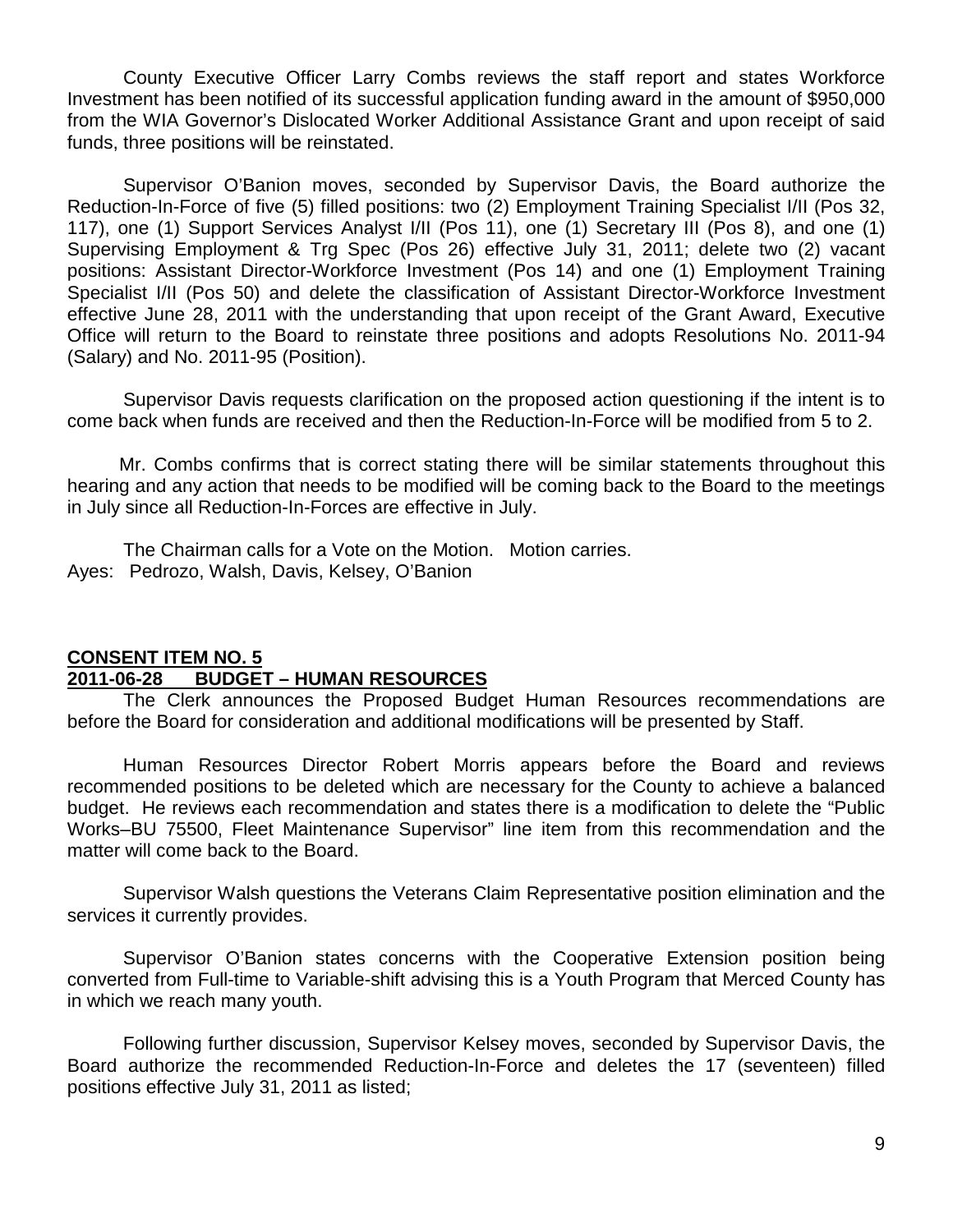County Executive Officer Larry Combs reviews the staff report and states Workforce Investment has been notified of its successful application funding award in the amount of $950,000 from the WIA Governor's Dislocated Worker Additional Assistance Grant and upon receipt of said funds, three positions will be reinstated.

Supervisor O'Banion moves, seconded by Supervisor Davis, the Board authorize the Reduction-In-Force of five (5) filled positions: two (2) Employment Training Specialist I/II (Pos 32, 117), one (1) Support Services Analyst I/II (Pos 11), one (1) Secretary III (Pos 8), and one (1) Supervising Employment & Trg Spec (Pos 26) effective July 31, 2011; delete two (2) vacant positions: Assistant Director-Workforce Investment (Pos 14) and one (1) Employment Training Specialist I/II (Pos 50) and delete the classification of Assistant Director-Workforce Investment effective June 28, 2011 with the understanding that upon receipt of the Grant Award, Executive Office will return to the Board to reinstate three positions and adopts Resolutions No. 2011-94 (Salary) and No. 2011-95 (Position).

Supervisor Davis requests clarification on the proposed action questioning if the intent is to come back when funds are received and then the Reduction-In-Force will be modified from 5 to 2.

Mr. Combs confirms that is correct stating there will be similar statements throughout this hearing and any action that needs to be modified will be coming back to the Board to the meetings in July since all Reduction-In-Forces are effective in July.

The Chairman calls for a Vote on the Motion. Motion carries.
Ayes: Pedrozo, Walsh, Davis, Kelsey, O'Banion

**CONSENT ITEM NO. 5**
**2011-06-28 BUDGET – HUMAN RESOURCES**

The Clerk announces the Proposed Budget Human Resources recommendations are before the Board for consideration and additional modifications will be presented by Staff.

Human Resources Director Robert Morris appears before the Board and reviews recommended positions to be deleted which are necessary for the County to achieve a balanced budget. He reviews each recommendation and states there is a modification to delete the "Public Works–BU 75500, Fleet Maintenance Supervisor" line item from this recommendation and the matter will come back to the Board.

Supervisor Walsh questions the Veterans Claim Representative position elimination and the services it currently provides.

Supervisor O'Banion states concerns with the Cooperative Extension position being converted from Full-time to Variable-shift advising this is a Youth Program that Merced County has in which we reach many youth.

Following further discussion, Supervisor Kelsey moves, seconded by Supervisor Davis, the Board authorize the recommended Reduction-In-Force and deletes the 17 (seventeen) filled positions effective July 31, 2011 as listed;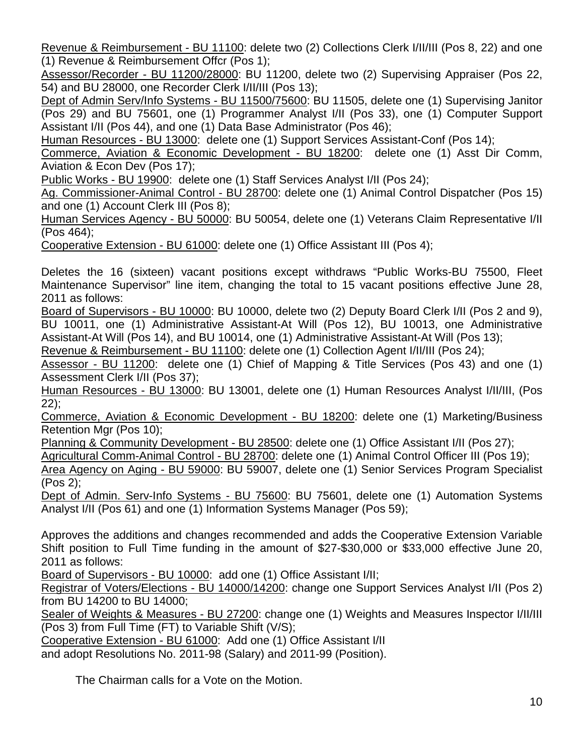Revenue & Reimbursement - BU 11100: delete two (2) Collections Clerk I/II/III (Pos 8, 22) and one (1) Revenue & Reimbursement Offcr (Pos 1);

Assessor/Recorder - BU 11200/28000: BU 11200, delete two (2) Supervising Appraiser (Pos 22, 54) and BU 28000, one Recorder Clerk I/II/III (Pos 13);

Dept of Admin Serv/Info Systems - BU 11500/75600: BU 11505, delete one (1) Supervising Janitor (Pos 29) and BU 75601, one (1) Programmer Analyst I/II (Pos 33), one (1) Computer Support Assistant I/II (Pos 44), and one (1) Data Base Administrator (Pos 46);

Human Resources - BU 13000: delete one (1) Support Services Assistant-Conf (Pos 14);

Commerce, Aviation & Economic Development - BU 18200: delete one (1) Asst Dir Comm, Aviation & Econ Dev (Pos 17);

Public Works - BU 19900: delete one (1) Staff Services Analyst I/II (Pos 24);

Ag. Commissioner-Animal Control - BU 28700: delete one (1) Animal Control Dispatcher (Pos 15) and one (1) Account Clerk III (Pos 8);

Human Services Agency - BU 50000: BU 50054, delete one (1) Veterans Claim Representative I/II (Pos 464);

Cooperative Extension - BU 61000: delete one (1) Office Assistant III (Pos 4);

Deletes the 16 (sixteen) vacant positions except withdraws "Public Works-BU 75500, Fleet Maintenance Supervisor" line item, changing the total to 15 vacant positions effective June 28, 2011 as follows:

Board of Supervisors - BU 10000: BU 10000, delete two (2) Deputy Board Clerk I/II (Pos 2 and 9), BU 10011, one (1) Administrative Assistant-At Will (Pos 12), BU 10013, one Administrative Assistant-At Will (Pos 14), and BU 10014, one (1) Administrative Assistant-At Will (Pos 13);

Revenue & Reimbursement - BU 11100: delete one (1) Collection Agent I/II/III (Pos 24);

Assessor - BU 11200: delete one (1) Chief of Mapping & Title Services (Pos 43) and one (1) Assessment Clerk I/II (Pos 37);

Human Resources - BU 13000: BU 13001, delete one (1) Human Resources Analyst I/II/III, (Pos 22);

Commerce, Aviation & Economic Development - BU 18200: delete one (1) Marketing/Business Retention Mgr (Pos 10);

Planning & Community Development - BU 28500: delete one (1) Office Assistant I/II (Pos 27);

Agricultural Comm-Animal Control - BU 28700: delete one (1) Animal Control Officer III (Pos 19);

Area Agency on Aging - BU 59000: BU 59007, delete one (1) Senior Services Program Specialist (Pos 2);

Dept of Admin. Serv-Info Systems - BU 75600: BU 75601, delete one (1) Automation Systems Analyst I/II (Pos 61) and one (1) Information Systems Manager (Pos 59);

Approves the additions and changes recommended and adds the Cooperative Extension Variable Shift position to Full Time funding in the amount of $27-$30,000 or $33,000 effective June 20, 2011 as follows:

Board of Supervisors - BU 10000: add one (1) Office Assistant I/II;

Registrar of Voters/Elections - BU 14000/14200: change one Support Services Analyst I/II (Pos 2) from BU 14200 to BU 14000;

Sealer of Weights & Measures - BU 27200: change one (1) Weights and Measures Inspector I/II/III (Pos 3) from Full Time (FT) to Variable Shift (V/S);

Cooperative Extension - BU 61000: Add one (1) Office Assistant I/II and adopt Resolutions No. 2011-98 (Salary) and 2011-99 (Position).

The Chairman calls for a Vote on the Motion.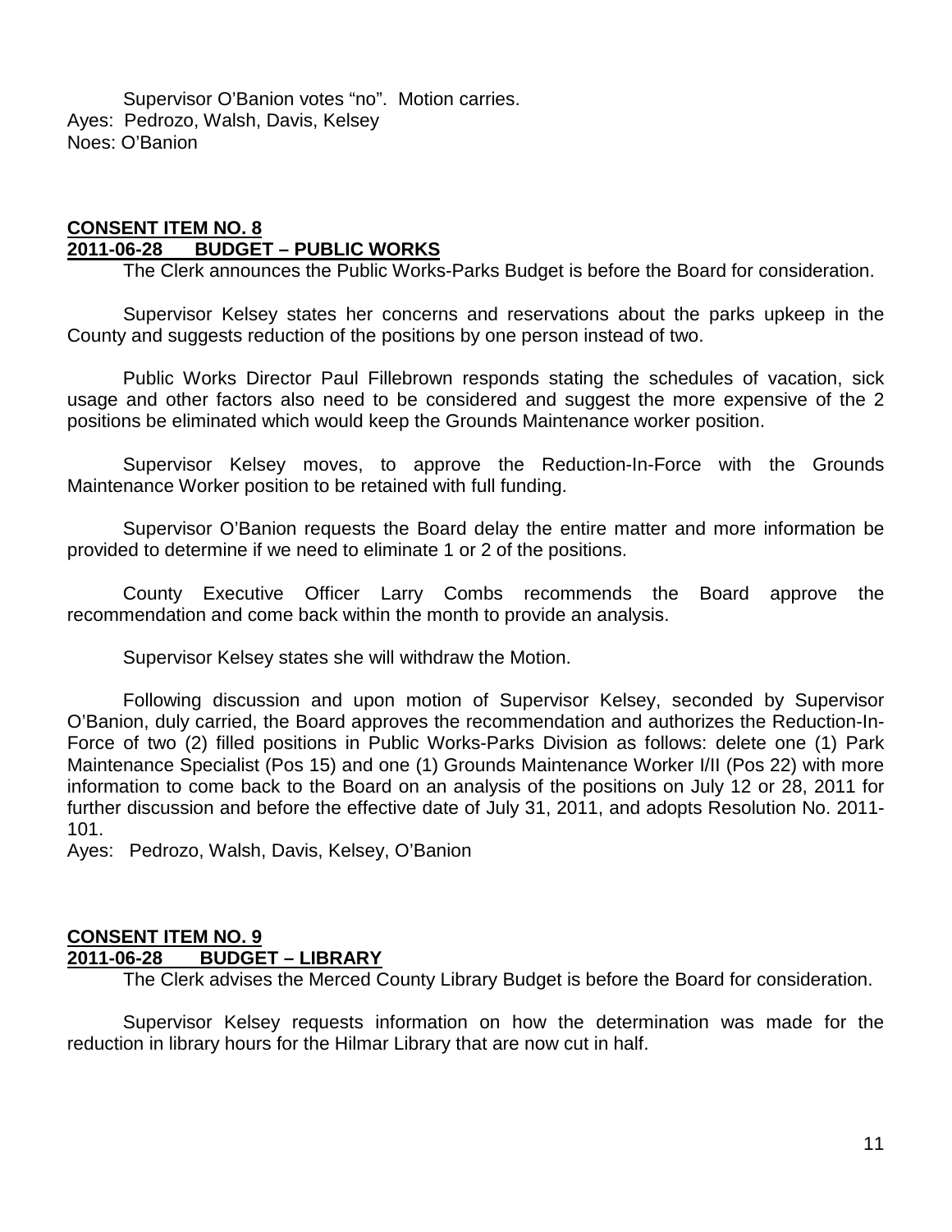Supervisor O'Banion votes "no". Motion carries.
Ayes: Pedrozo, Walsh, Davis, Kelsey
Noes: O'Banion

**CONSENT ITEM NO. 8**
**2011-06-28 BUDGET – PUBLIC WORKS**

The Clerk announces the Public Works-Parks Budget is before the Board for consideration.

Supervisor Kelsey states her concerns and reservations about the parks upkeep in the County and suggests reduction of the positions by one person instead of two.

Public Works Director Paul Fillebrown responds stating the schedules of vacation, sick usage and other factors also need to be considered and suggest the more expensive of the 2 positions be eliminated which would keep the Grounds Maintenance worker position.

Supervisor Kelsey moves, to approve the Reduction-In-Force with the Grounds Maintenance Worker position to be retained with full funding.

Supervisor O'Banion requests the Board delay the entire matter and more information be provided to determine if we need to eliminate 1 or 2 of the positions.

County Executive Officer Larry Combs recommends the Board approve the recommendation and come back within the month to provide an analysis.

Supervisor Kelsey states she will withdraw the Motion.

Following discussion and upon motion of Supervisor Kelsey, seconded by Supervisor O'Banion, duly carried, the Board approves the recommendation and authorizes the Reduction-In-Force of two (2) filled positions in Public Works-Parks Division as follows: delete one (1) Park Maintenance Specialist (Pos 15) and one (1) Grounds Maintenance Worker I/II (Pos 22) with more information to come back to the Board on an analysis of the positions on July 12 or 28, 2011 for further discussion and before the effective date of July 31, 2011, and adopts Resolution No. 2011-101.
Ayes: Pedrozo, Walsh, Davis, Kelsey, O'Banion

**CONSENT ITEM NO. 9**
**2011-06-28 BUDGET – LIBRARY**

The Clerk advises the Merced County Library Budget is before the Board for consideration.

Supervisor Kelsey requests information on how the determination was made for the reduction in library hours for the Hilmar Library that are now cut in half.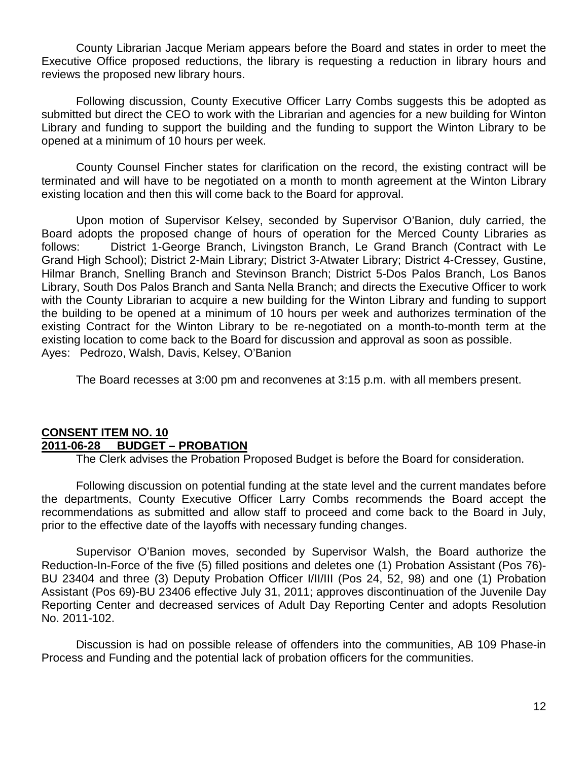County Librarian Jacque Meriam appears before the Board and states in order to meet the Executive Office proposed reductions, the library is requesting a reduction in library hours and reviews the proposed new library hours.

Following discussion, County Executive Officer Larry Combs suggests this be adopted as submitted but direct the CEO to work with the Librarian and agencies for a new building for Winton Library and funding to support the building and the funding to support the Winton Library to be opened at a minimum of 10 hours per week.

County Counsel Fincher states for clarification on the record, the existing contract will be terminated and will have to be negotiated on a month to month agreement at the Winton Library existing location and then this will come back to the Board for approval.

Upon motion of Supervisor Kelsey, seconded by Supervisor O'Banion, duly carried, the Board adopts the proposed change of hours of operation for the Merced County Libraries as follows: District 1-George Branch, Livingston Branch, Le Grand Branch (Contract with Le Grand High School); District 2-Main Library; District 3-Atwater Library; District 4-Cressey, Gustine, Hilmar Branch, Snelling Branch and Stevinson Branch; District 5-Dos Palos Branch, Los Banos Library, South Dos Palos Branch and Santa Nella Branch; and directs the Executive Officer to work with the County Librarian to acquire a new building for the Winton Library and funding to support the building to be opened at a minimum of 10 hours per week and authorizes termination of the existing Contract for the Winton Library to be re-negotiated on a month-to-month term at the existing location to come back to the Board for discussion and approval as soon as possible.
Ayes: Pedrozo, Walsh, Davis, Kelsey, O'Banion

The Board recesses at 3:00 pm and reconvenes at 3:15 p.m. with all members present.

**CONSENT ITEM NO. 10**
**2011-06-28 BUDGET – PROBATION**

The Clerk advises the Probation Proposed Budget is before the Board for consideration.

Following discussion on potential funding at the state level and the current mandates before the departments, County Executive Officer Larry Combs recommends the Board accept the recommendations as submitted and allow staff to proceed and come back to the Board in July, prior to the effective date of the layoffs with necessary funding changes.

Supervisor O'Banion moves, seconded by Supervisor Walsh, the Board authorize the Reduction-In-Force of the five (5) filled positions and deletes one (1) Probation Assistant (Pos 76)-BU 23404 and three (3) Deputy Probation Officer I/II/III (Pos 24, 52, 98) and one (1) Probation Assistant (Pos 69)-BU 23406 effective July 31, 2011; approves discontinuation of the Juvenile Day Reporting Center and decreased services of Adult Day Reporting Center and adopts Resolution No. 2011-102.

Discussion is had on possible release of offenders into the communities, AB 109 Phase-in Process and Funding and the potential lack of probation officers for the communities.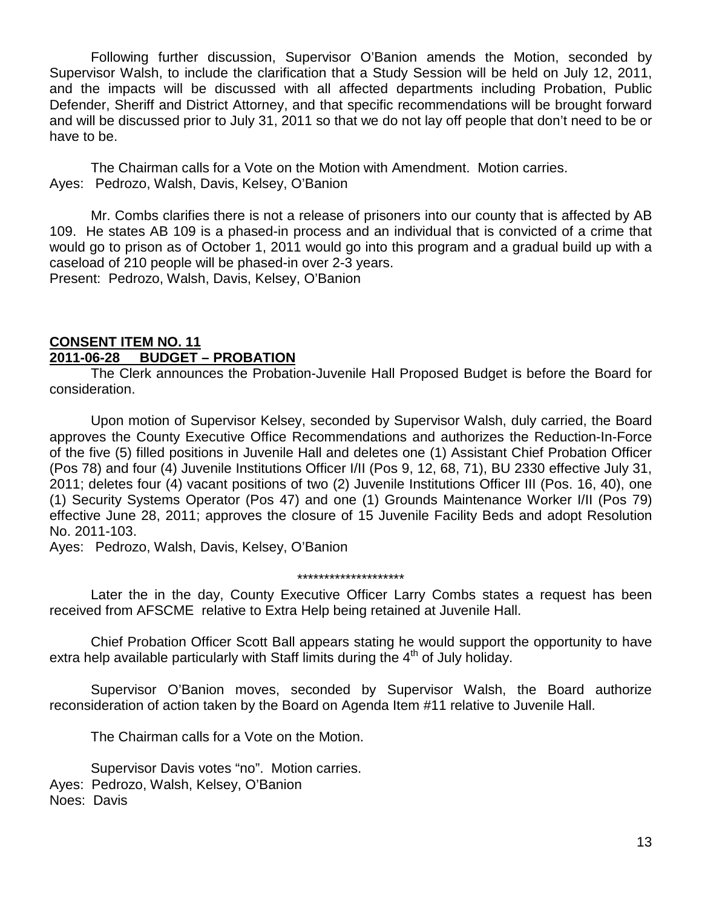Following further discussion, Supervisor O'Banion amends the Motion, seconded by Supervisor Walsh, to include the clarification that a Study Session will be held on July 12, 2011, and the impacts will be discussed with all affected departments including Probation, Public Defender, Sheriff and District Attorney, and that specific recommendations will be brought forward and will be discussed prior to July 31, 2011 so that we do not lay off people that don't need to be or have to be.

The Chairman calls for a Vote on the Motion with Amendment. Motion carries.
Ayes: Pedrozo, Walsh, Davis, Kelsey, O'Banion

Mr. Combs clarifies there is not a release of prisoners into our county that is affected by AB 109. He states AB 109 is a phased-in process and an individual that is convicted of a crime that would go to prison as of October 1, 2011 would go into this program and a gradual build up with a caseload of 210 people will be phased-in over 2-3 years.
Present: Pedrozo, Walsh, Davis, Kelsey, O'Banion

**CONSENT ITEM NO. 11**
**2011-06-28 BUDGET – PROBATION**

The Clerk announces the Probation-Juvenile Hall Proposed Budget is before the Board for consideration.

Upon motion of Supervisor Kelsey, seconded by Supervisor Walsh, duly carried, the Board approves the County Executive Office Recommendations and authorizes the Reduction-In-Force of the five (5) filled positions in Juvenile Hall and deletes one (1) Assistant Chief Probation Officer (Pos 78) and four (4) Juvenile Institutions Officer I/II (Pos 9, 12, 68, 71), BU 2330 effective July 31, 2011; deletes four (4) vacant positions of two (2) Juvenile Institutions Officer III (Pos. 16, 40), one (1) Security Systems Operator (Pos 47) and one (1) Grounds Maintenance Worker I/II (Pos 79) effective June 28, 2011; approves the closure of 15 Juvenile Facility Beds and adopt Resolution No. 2011-103.
Ayes: Pedrozo, Walsh, Davis, Kelsey, O'Banion

********************

Later the in the day, County Executive Officer Larry Combs states a request has been received from AFSCME relative to Extra Help being retained at Juvenile Hall.

Chief Probation Officer Scott Ball appears stating he would support the opportunity to have extra help available particularly with Staff limits during the 4th of July holiday.

Supervisor O'Banion moves, seconded by Supervisor Walsh, the Board authorize reconsideration of action taken by the Board on Agenda Item #11 relative to Juvenile Hall.

The Chairman calls for a Vote on the Motion.

Supervisor Davis votes "no". Motion carries.
Ayes: Pedrozo, Walsh, Kelsey, O'Banion
Noes: Davis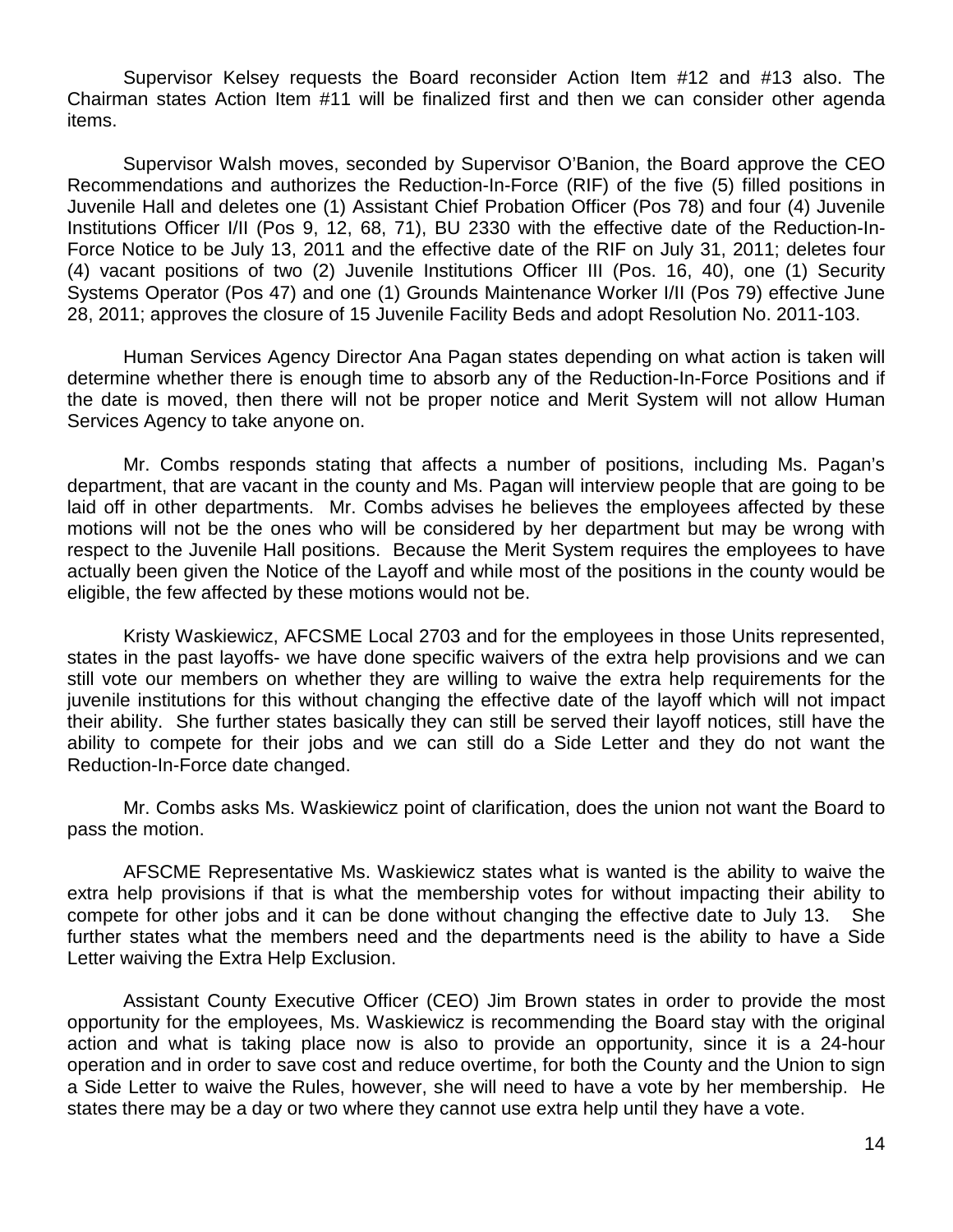Supervisor Kelsey requests the Board reconsider Action Item #12 and #13 also. The Chairman states Action Item #11 will be finalized first and then we can consider other agenda items.

Supervisor Walsh moves, seconded by Supervisor O'Banion, the Board approve the CEO Recommendations and authorizes the Reduction-In-Force (RIF) of the five (5) filled positions in Juvenile Hall and deletes one (1) Assistant Chief Probation Officer (Pos 78) and four (4) Juvenile Institutions Officer I/II (Pos 9, 12, 68, 71), BU 2330 with the effective date of the Reduction-In-Force Notice to be July 13, 2011 and the effective date of the RIF on July 31, 2011; deletes four (4) vacant positions of two (2) Juvenile Institutions Officer III (Pos. 16, 40), one (1) Security Systems Operator (Pos 47) and one (1) Grounds Maintenance Worker I/II (Pos 79) effective June 28, 2011; approves the closure of 15 Juvenile Facility Beds and adopt Resolution No. 2011-103.

Human Services Agency Director Ana Pagan states depending on what action is taken will determine whether there is enough time to absorb any of the Reduction-In-Force Positions and if the date is moved, then there will not be proper notice and Merit System will not allow Human Services Agency to take anyone on.

Mr. Combs responds stating that affects a number of positions, including Ms. Pagan's department, that are vacant in the county and Ms. Pagan will interview people that are going to be laid off in other departments. Mr. Combs advises he believes the employees affected by these motions will not be the ones who will be considered by her department but may be wrong with respect to the Juvenile Hall positions. Because the Merit System requires the employees to have actually been given the Notice of the Layoff and while most of the positions in the county would be eligible, the few affected by these motions would not be.

Kristy Waskiewicz, AFCSME Local 2703 and for the employees in those Units represented, states in the past layoffs- we have done specific waivers of the extra help provisions and we can still vote our members on whether they are willing to waive the extra help requirements for the juvenile institutions for this without changing the effective date of the layoff which will not impact their ability. She further states basically they can still be served their layoff notices, still have the ability to compete for their jobs and we can still do a Side Letter and they do not want the Reduction-In-Force date changed.

Mr. Combs asks Ms. Waskiewicz point of clarification, does the union not want the Board to pass the motion.

AFSCME Representative Ms. Waskiewicz states what is wanted is the ability to waive the extra help provisions if that is what the membership votes for without impacting their ability to compete for other jobs and it can be done without changing the effective date to July 13. She further states what the members need and the departments need is the ability to have a Side Letter waiving the Extra Help Exclusion.

Assistant County Executive Officer (CEO) Jim Brown states in order to provide the most opportunity for the employees, Ms. Waskiewicz is recommending the Board stay with the original action and what is taking place now is also to provide an opportunity, since it is a 24-hour operation and in order to save cost and reduce overtime, for both the County and the Union to sign a Side Letter to waive the Rules, however, she will need to have a vote by her membership. He states there may be a day or two where they cannot use extra help until they have a vote.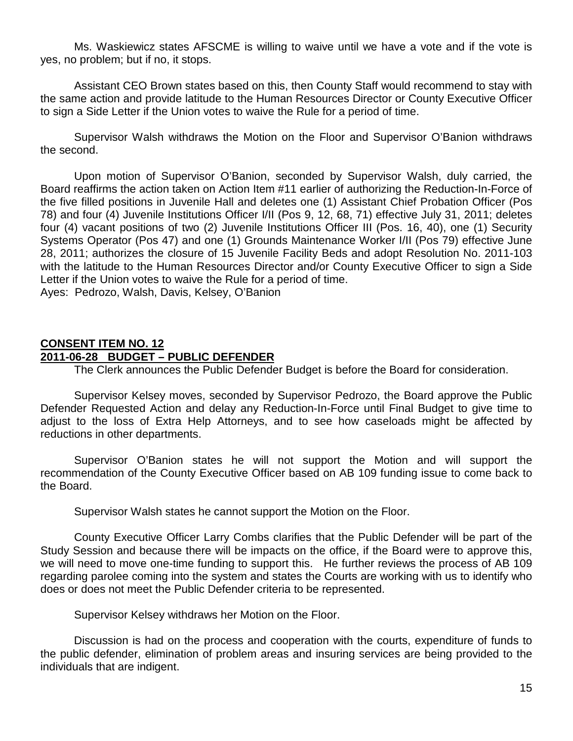Ms. Waskiewicz states AFSCME is willing to waive until we have a vote and if the vote is yes, no problem; but if no, it stops.

Assistant CEO Brown states based on this, then County Staff would recommend to stay with the same action and provide latitude to the Human Resources Director or County Executive Officer to sign a Side Letter if the Union votes to waive the Rule for a period of time.

Supervisor Walsh withdraws the Motion on the Floor and Supervisor O'Banion withdraws the second.

Upon motion of Supervisor O'Banion, seconded by Supervisor Walsh, duly carried, the Board reaffirms the action taken on Action Item #11 earlier of authorizing the Reduction-In-Force of the five filled positions in Juvenile Hall and deletes one (1) Assistant Chief Probation Officer (Pos 78) and four (4) Juvenile Institutions Officer I/II (Pos 9, 12, 68, 71) effective July 31, 2011; deletes four (4) vacant positions of two (2) Juvenile Institutions Officer III (Pos. 16, 40), one (1) Security Systems Operator (Pos 47) and one (1) Grounds Maintenance Worker I/II (Pos 79) effective June 28, 2011; authorizes the closure of 15 Juvenile Facility Beds and adopt Resolution No. 2011-103 with the latitude to the Human Resources Director and/or County Executive Officer to sign a Side Letter if the Union votes to waive the Rule for a period of time.
Ayes: Pedrozo, Walsh, Davis, Kelsey, O'Banion

**CONSENT ITEM NO. 12**
**2011-06-28 BUDGET – PUBLIC DEFENDER**

The Clerk announces the Public Defender Budget is before the Board for consideration.

Supervisor Kelsey moves, seconded by Supervisor Pedrozo, the Board approve the Public Defender Requested Action and delay any Reduction-In-Force until Final Budget to give time to adjust to the loss of Extra Help Attorneys, and to see how caseloads might be affected by reductions in other departments.

Supervisor O'Banion states he will not support the Motion and will support the recommendation of the County Executive Officer based on AB 109 funding issue to come back to the Board.

Supervisor Walsh states he cannot support the Motion on the Floor.

County Executive Officer Larry Combs clarifies that the Public Defender will be part of the Study Session and because there will be impacts on the office, if the Board were to approve this, we will need to move one-time funding to support this. He further reviews the process of AB 109 regarding parolee coming into the system and states the Courts are working with us to identify who does or does not meet the Public Defender criteria to be represented.

Supervisor Kelsey withdraws her Motion on the Floor.

Discussion is had on the process and cooperation with the courts, expenditure of funds to the public defender, elimination of problem areas and insuring services are being provided to the individuals that are indigent.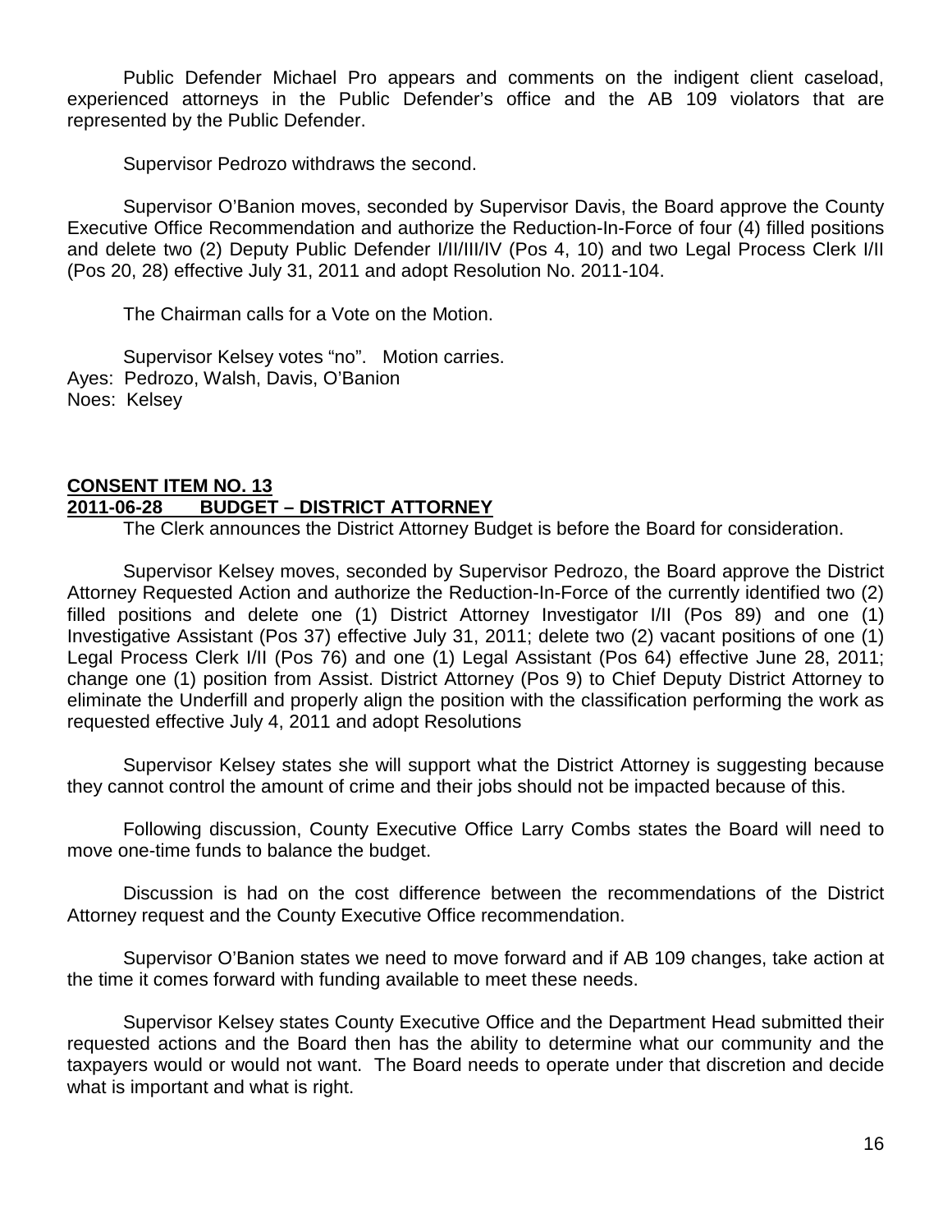Public Defender Michael Pro appears and comments on the indigent client caseload, experienced attorneys in the Public Defender's office and the AB 109 violators that are represented by the Public Defender.

Supervisor Pedrozo withdraws the second.

Supervisor O'Banion moves, seconded by Supervisor Davis, the Board approve the County Executive Office Recommendation and authorize the Reduction-In-Force of four (4) filled positions and delete two (2) Deputy Public Defender I/II/III/IV (Pos 4, 10) and two Legal Process Clerk I/II (Pos 20, 28) effective July 31, 2011 and adopt Resolution No. 2011-104.

The Chairman calls for a Vote on the Motion.

Supervisor Kelsey votes "no". Motion carries.
Ayes: Pedrozo, Walsh, Davis, O'Banion
Noes: Kelsey

**CONSENT ITEM NO. 13**
**2011-06-28 BUDGET – DISTRICT ATTORNEY**

The Clerk announces the District Attorney Budget is before the Board for consideration.

Supervisor Kelsey moves, seconded by Supervisor Pedrozo, the Board approve the District Attorney Requested Action and authorize the Reduction-In-Force of the currently identified two (2) filled positions and delete one (1) District Attorney Investigator I/II (Pos 89) and one (1) Investigative Assistant (Pos 37) effective July 31, 2011; delete two (2) vacant positions of one (1) Legal Process Clerk I/II (Pos 76) and one (1) Legal Assistant (Pos 64) effective June 28, 2011; change one (1) position from Assist. District Attorney (Pos 9) to Chief Deputy District Attorney to eliminate the Underfill and properly align the position with the classification performing the work as requested effective July 4, 2011 and adopt Resolutions

Supervisor Kelsey states she will support what the District Attorney is suggesting because they cannot control the amount of crime and their jobs should not be impacted because of this.

Following discussion, County Executive Office Larry Combs states the Board will need to move one-time funds to balance the budget.

Discussion is had on the cost difference between the recommendations of the District Attorney request and the County Executive Office recommendation.

Supervisor O'Banion states we need to move forward and if AB 109 changes, take action at the time it comes forward with funding available to meet these needs.

Supervisor Kelsey states County Executive Office and the Department Head submitted their requested actions and the Board then has the ability to determine what our community and the taxpayers would or would not want. The Board needs to operate under that discretion and decide what is important and what is right.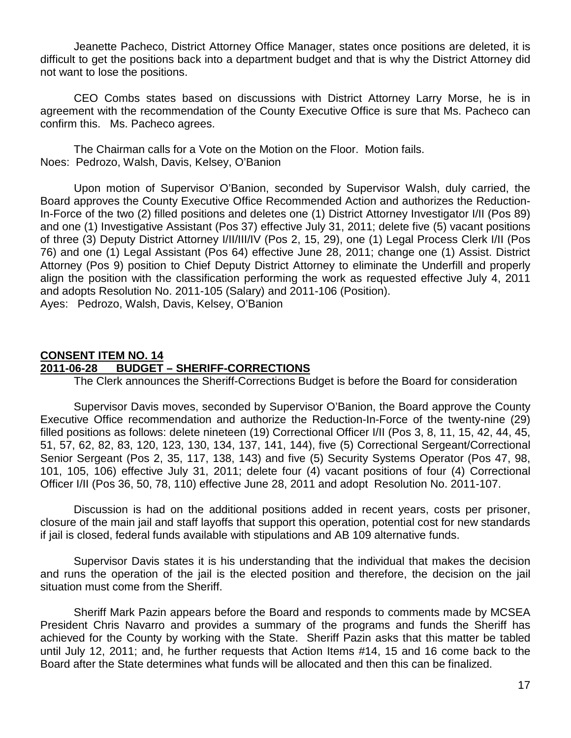Jeanette Pacheco, District Attorney Office Manager, states once positions are deleted, it is difficult to get the positions back into a department budget and that is why the District Attorney did not want to lose the positions.

CEO Combs states based on discussions with District Attorney Larry Morse, he is in agreement with the recommendation of the County Executive Office is sure that Ms. Pacheco can confirm this. Ms. Pacheco agrees.

The Chairman calls for a Vote on the Motion on the Floor. Motion fails.
Noes: Pedrozo, Walsh, Davis, Kelsey, O'Banion

Upon motion of Supervisor O'Banion, seconded by Supervisor Walsh, duly carried, the Board approves the County Executive Office Recommended Action and authorizes the Reduction-In-Force of the two (2) filled positions and deletes one (1) District Attorney Investigator I/II (Pos 89) and one (1) Investigative Assistant (Pos 37) effective July 31, 2011; delete five (5) vacant positions of three (3) Deputy District Attorney I/II/III/IV (Pos 2, 15, 29), one (1) Legal Process Clerk I/II (Pos 76) and one (1) Legal Assistant (Pos 64) effective June 28, 2011; change one (1) Assist. District Attorney (Pos 9) position to Chief Deputy District Attorney to eliminate the Underfill and properly align the position with the classification performing the work as requested effective July 4, 2011 and adopts Resolution No. 2011-105 (Salary) and 2011-106 (Position).
Ayes: Pedrozo, Walsh, Davis, Kelsey, O'Banion

**CONSENT ITEM NO. 14**
**2011-06-28 BUDGET – SHERIFF-CORRECTIONS**

The Clerk announces the Sheriff-Corrections Budget is before the Board for consideration

Supervisor Davis moves, seconded by Supervisor O'Banion, the Board approve the County Executive Office recommendation and authorize the Reduction-In-Force of the twenty-nine (29) filled positions as follows: delete nineteen (19) Correctional Officer I/II (Pos 3, 8, 11, 15, 42, 44, 45, 51, 57, 62, 82, 83, 120, 123, 130, 134, 137, 141, 144), five (5) Correctional Sergeant/Correctional Senior Sergeant (Pos 2, 35, 117, 138, 143) and five (5) Security Systems Operator (Pos 47, 98, 101, 105, 106) effective July 31, 2011; delete four (4) vacant positions of four (4) Correctional Officer I/II (Pos 36, 50, 78, 110) effective June 28, 2011 and adopt Resolution No. 2011-107.

Discussion is had on the additional positions added in recent years, costs per prisoner, closure of the main jail and staff layoffs that support this operation, potential cost for new standards if jail is closed, federal funds available with stipulations and AB 109 alternative funds.

Supervisor Davis states it is his understanding that the individual that makes the decision and runs the operation of the jail is the elected position and therefore, the decision on the jail situation must come from the Sheriff.

Sheriff Mark Pazin appears before the Board and responds to comments made by MCSEA President Chris Navarro and provides a summary of the programs and funds the Sheriff has achieved for the County by working with the State. Sheriff Pazin asks that this matter be tabled until July 12, 2011; and, he further requests that Action Items #14, 15 and 16 come back to the Board after the State determines what funds will be allocated and then this can be finalized.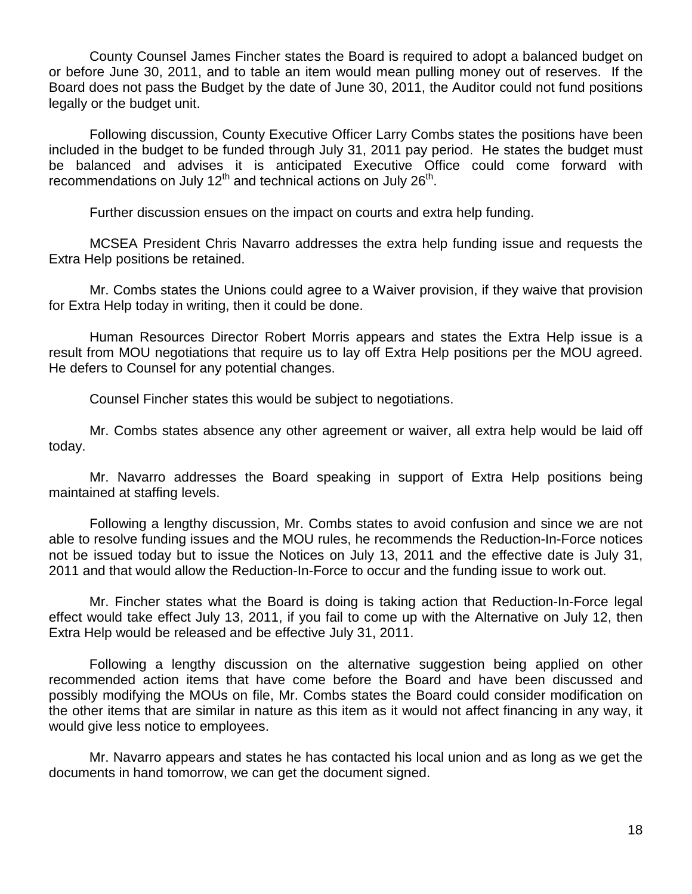County Counsel James Fincher states the Board is required to adopt a balanced budget on or before June 30, 2011, and to table an item would mean pulling money out of reserves. If the Board does not pass the Budget by the date of June 30, 2011, the Auditor could not fund positions legally or the budget unit.

Following discussion, County Executive Officer Larry Combs states the positions have been included in the budget to be funded through July 31, 2011 pay period. He states the budget must be balanced and advises it is anticipated Executive Office could come forward with recommendations on July 12th and technical actions on July 26th.

Further discussion ensues on the impact on courts and extra help funding.

MCSEA President Chris Navarro addresses the extra help funding issue and requests the Extra Help positions be retained.

Mr. Combs states the Unions could agree to a Waiver provision, if they waive that provision for Extra Help today in writing, then it could be done.

Human Resources Director Robert Morris appears and states the Extra Help issue is a result from MOU negotiations that require us to lay off Extra Help positions per the MOU agreed. He defers to Counsel for any potential changes.

Counsel Fincher states this would be subject to negotiations.

Mr. Combs states absence any other agreement or waiver, all extra help would be laid off today.

Mr. Navarro addresses the Board speaking in support of Extra Help positions being maintained at staffing levels.

Following a lengthy discussion, Mr. Combs states to avoid confusion and since we are not able to resolve funding issues and the MOU rules, he recommends the Reduction-In-Force notices not be issued today but to issue the Notices on July 13, 2011 and the effective date is July 31, 2011 and that would allow the Reduction-In-Force to occur and the funding issue to work out.

Mr. Fincher states what the Board is doing is taking action that Reduction-In-Force legal effect would take effect July 13, 2011, if you fail to come up with the Alternative on July 12, then Extra Help would be released and be effective July 31, 2011.

Following a lengthy discussion on the alternative suggestion being applied on other recommended action items that have come before the Board and have been discussed and possibly modifying the MOUs on file, Mr. Combs states the Board could consider modification on the other items that are similar in nature as this item as it would not affect financing in any way, it would give less notice to employees.

Mr. Navarro appears and states he has contacted his local union and as long as we get the documents in hand tomorrow, we can get the document signed.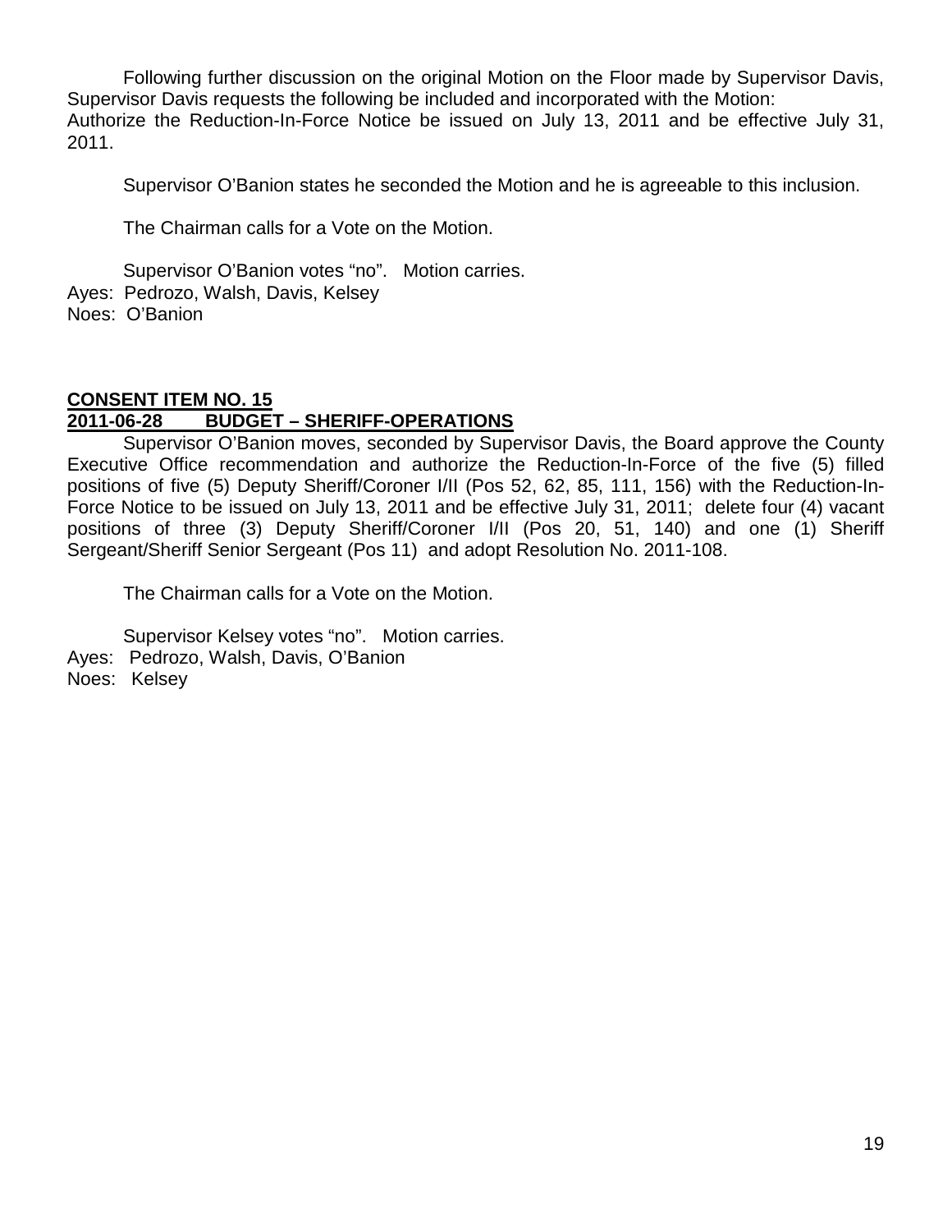Following further discussion on the original Motion on the Floor made by Supervisor Davis, Supervisor Davis requests the following be included and incorporated with the Motion:
Authorize the Reduction-In-Force Notice be issued on July 13, 2011 and be effective July 31, 2011.

Supervisor O'Banion states he seconded the Motion and he is agreeable to this inclusion.

The Chairman calls for a Vote on the Motion.

Supervisor O'Banion votes "no". Motion carries.
Ayes: Pedrozo, Walsh, Davis, Kelsey
Noes: O'Banion

**CONSENT ITEM NO. 15**
**2011-06-28 BUDGET – SHERIFF-OPERATIONS**

Supervisor O'Banion moves, seconded by Supervisor Davis, the Board approve the County Executive Office recommendation and authorize the Reduction-In-Force of the five (5) filled positions of five (5) Deputy Sheriff/Coroner I/II (Pos 52, 62, 85, 111, 156) with the Reduction-In-Force Notice to be issued on July 13, 2011 and be effective July 31, 2011; delete four (4) vacant positions of three (3) Deputy Sheriff/Coroner I/II (Pos 20, 51, 140) and one (1) Sheriff Sergeant/Sheriff Senior Sergeant (Pos 11) and adopt Resolution No. 2011-108.

The Chairman calls for a Vote on the Motion.

Supervisor Kelsey votes "no". Motion carries.
Ayes: Pedrozo, Walsh, Davis, O'Banion
Noes: Kelsey